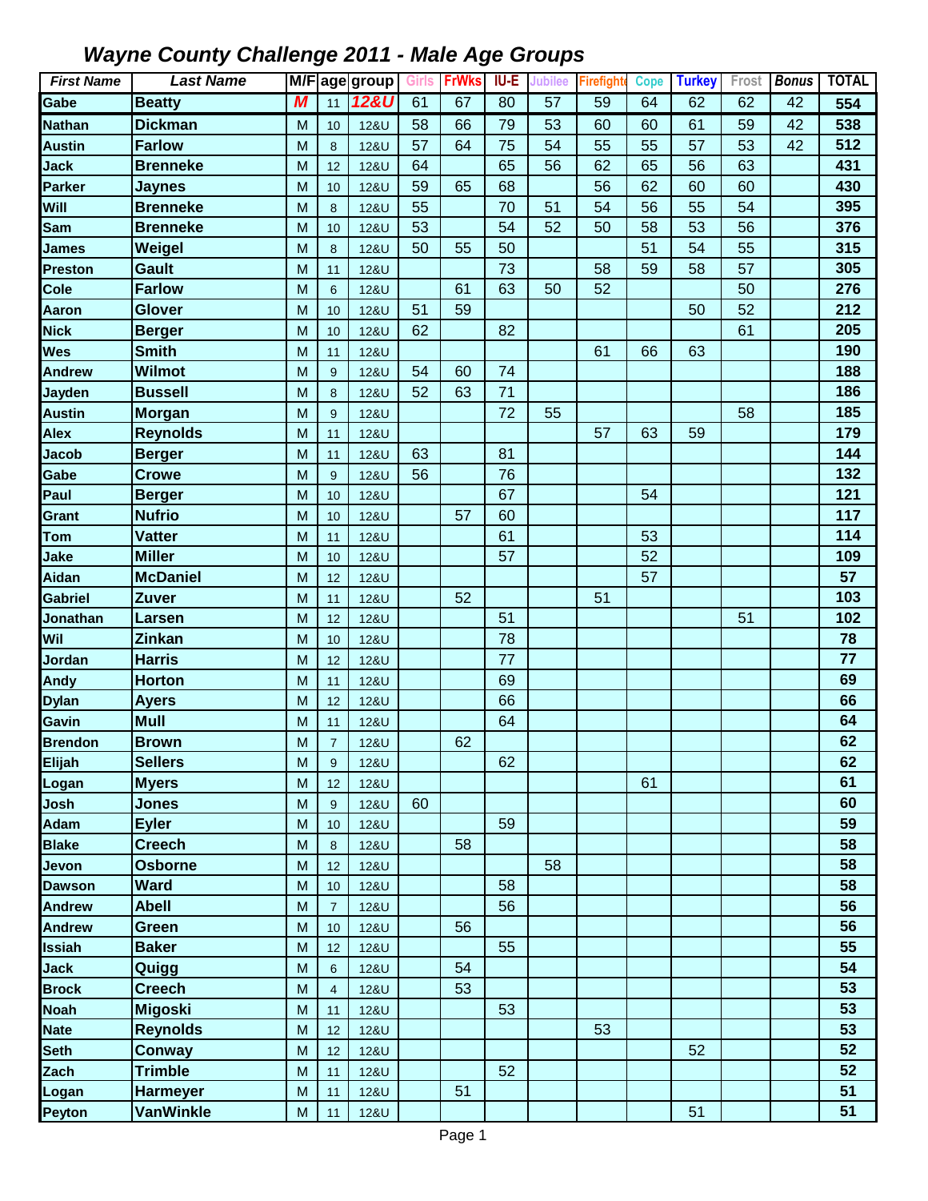# *Wayne County Challenge 2011 - Male Age Groups*

| *First Name* | *Last Name* | M/F | age | group | Girls | FrWks | IU-E | Jubilee | Firefighte | Cope | Turkey | Frost | *Bonus* | TOTAL |
|---|---|---|---|---|---|---|---|---|---|---|---|---|---|---|
| Gabe | Beatty | *M* | 11 | *12&U* | 61 | 67 | 80 | 57 | 59 | 64 | 62 | 62 | 42 | 554 |
| Nathan | Dickman | M | 10 | 12&U | 58 | 66 | 79 | 53 | 60 | 60 | 61 | 59 | 42 | 538 |
| Austin | Farlow | M | 8 | 12&U | 57 | 64 | 75 | 54 | 55 | 55 | 57 | 53 | 42 | 512 |
| Jack | Brenneke | M | 12 | 12&U | 64 | | 65 | 56 | 62 | 65 | 56 | 63 | | 431 |
| Parker | Jaynes | M | 10 | 12&U | 59 | 65 | 68 | | 56 | 62 | 60 | 60 | | 430 |
| Will | Brenneke | M | 8 | 12&U | 55 | | 70 | 51 | 54 | 56 | 55 | 54 | | 395 |
| Sam | Brenneke | M | 10 | 12&U | 53 | | 54 | 52 | 50 | 58 | 53 | 56 | | 376 |
| James | Weigel | M | 8 | 12&U | 50 | 55 | 50 | | | 51 | 54 | 55 | | 315 |
| Preston | Gault | M | 11 | 12&U | | | 73 | | 58 | 59 | 58 | 57 | | 305 |
| Cole | Farlow | M | 6 | 12&U | | 61 | 63 | 50 | 52 | | | 50 | | 276 |
| Aaron | Glover | M | 10 | 12&U | 51 | 59 | | | | | 50 | 52 | | 212 |
| Nick | Berger | M | 10 | 12&U | 62 | | 82 | | | | | 61 | | 205 |
| Wes | Smith | M | 11 | 12&U | | | | | 61 | 66 | 63 | | | 190 |
| Andrew | Wilmot | M | 9 | 12&U | 54 | 60 | 74 | | | | | | | 188 |
| Jayden | Bussell | M | 8 | 12&U | 52 | 63 | 71 | | | | | | | 186 |
| Austin | Morgan | M | 9 | 12&U | | | 72 | 55 | | | | 58 | | 185 |
| Alex | Reynolds | M | 11 | 12&U | | | | | 57 | 63 | 59 | | | 179 |
| Jacob | Berger | M | 11 | 12&U | 63 | | 81 | | | | | | | 144 |
| Gabe | Crowe | M | 9 | 12&U | 56 | | 76 | | | | | | | 132 |
| Paul | Berger | M | 10 | 12&U | | | 67 | | | 54 | | | | 121 |
| Grant | Nufrio | M | 10 | 12&U | | 57 | 60 | | | | | | | 117 |
| Tom | Vatter | M | 11 | 12&U | | | 61 | | | 53 | | | | 114 |
| Jake | Miller | M | 10 | 12&U | | | 57 | | | 52 | | | | 109 |
| Aidan | McDaniel | M | 12 | 12&U | | | | | | 57 | | | | 57 |
| Gabriel | Zuver | M | 11 | 12&U | | 52 | | | 51 | | | | | 103 |
| Jonathan | Larsen | M | 12 | 12&U | | | 51 | | | | | 51 | | 102 |
| Wil | Zinkan | M | 10 | 12&U | | | 78 | | | | | | | 78 |
| Jordan | Harris | M | 12 | 12&U | | | 77 | | | | | | | 77 |
| Andy | Horton | M | 11 | 12&U | | | 69 | | | | | | | 69 |
| Dylan | Ayers | M | 12 | 12&U | | | 66 | | | | | | | 66 |
| Gavin | Mull | M | 11 | 12&U | | | 64 | | | | | | | 64 |
| Brendon | Brown | M | 7 | 12&U | | 62 | | | | | | | | 62 |
| Elijah | Sellers | M | 9 | 12&U | | | 62 | | | | | | | 62 |
| Logan | Myers | M | 12 | 12&U | | | | | | 61 | | | | 61 |
| Josh | Jones | M | 9 | 12&U | 60 | | | | | | | | | 60 |
| Adam | Eyler | M | 10 | 12&U | | | 59 | | | | | | | 59 |
| Blake | Creech | M | 8 | 12&U | | 58 | | | | | | | | 58 |
| Jevon | Osborne | M | 12 | 12&U | | | | 58 | | | | | | 58 |
| Dawson | Ward | M | 10 | 12&U | | | 58 | | | | | | | 58 |
| Andrew | Abell | M | 7 | 12&U | | | 56 | | | | | | | 56 |
| Andrew | Green | M | 10 | 12&U | | 56 | | | | | | | | 56 |
| Issiah | Baker | M | 12 | 12&U | | | 55 | | | | | | | 55 |
| Jack | Quigg | M | 6 | 12&U | | 54 | | | | | | | | 54 |
| Brock | Creech | M | 4 | 12&U | | 53 | | | | | | | | 53 |
| Noah | Migoski | M | 11 | 12&U | | | 53 | | | | | | | 53 |
| Nate | Reynolds | M | 12 | 12&U | | | | | 53 | | | | | 53 |
| Seth | Conway | M | 12 | 12&U | | | | | | | 52 | | | 52 |
| Zach | Trimble | M | 11 | 12&U | | | 52 | | | | | | | 52 |
| Logan | Harmeyer | M | 11 | 12&U | | 51 | | | | | | | | 51 |
| Peyton | VanWinkle | M | 11 | 12&U | | | | | | | 51 | | | 51 |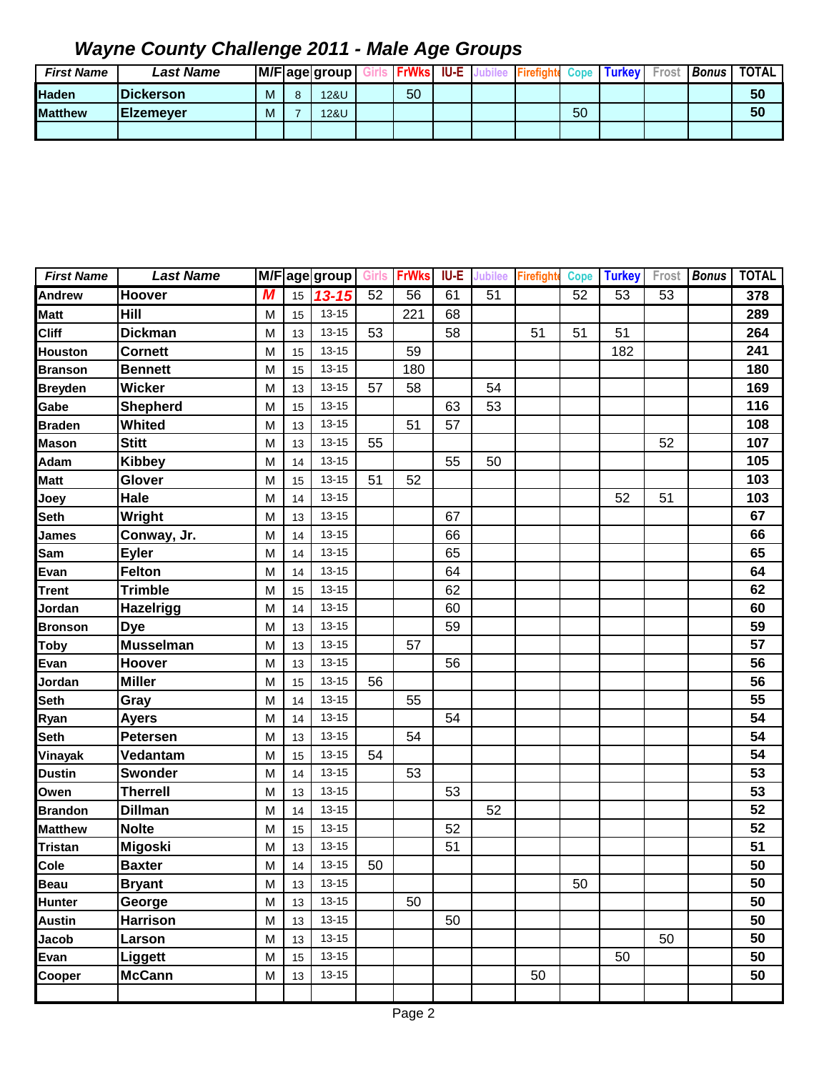# Wayne County Challenge 2011 - Male Age Groups

| First Name | Last Name | M/F | age | group | Girls | FrWks | IU-E | Jubilee | Firefighter | Cope | Turkey | Frost | Bonus | TOTAL |
|---|---|---|---|---|---|---|---|---|---|---|---|---|---|---|
| Haden | Dickerson | M | 8 | 12&U | | 50 | | | | | | | | 50 |
| Matthew | Elzemeyer | M | 7 | 12&U | | | | | | 50 | | | | 50 |
| | | | | | | | | | | | | | | |

| First Name | Last Name | M/F | age | group | Girls | FrWks | IU-E | Jubilee | Firefighter | Cope | Turkey | Frost | Bonus | TOTAL |
|---|---|---|---|---|---|---|---|---|---|---|---|---|---|---|
| Andrew | Hoover | M | 15 | 13-15 | 52 | 56 | 61 | 51 | | 52 | 53 | 53 | | 378 |
| Matt | Hill | M | 15 | 13-15 | | 221 | 68 | | | | | | | 289 |
| Cliff | Dickman | M | 13 | 13-15 | 53 | | 58 | | 51 | 51 | 51 | | | 264 |
| Houston | Cornett | M | 15 | 13-15 | | 59 | | | | | 182 | | | 241 |
| Branson | Bennett | M | 15 | 13-15 | | 180 | | | | | | | | 180 |
| Breyden | Wicker | M | 13 | 13-15 | 57 | 58 | | 54 | | | | | | 169 |
| Gabe | Shepherd | M | 15 | 13-15 | | | 63 | 53 | | | | | | 116 |
| Braden | Whited | M | 13 | 13-15 | | 51 | 57 | | | | | | | 108 |
| Mason | Stitt | M | 13 | 13-15 | 55 | | | | | | | 52 | | 107 |
| Adam | Kibbey | M | 14 | 13-15 | | | 55 | 50 | | | | | | 105 |
| Matt | Glover | M | 15 | 13-15 | 51 | 52 | | | | | | | | 103 |
| Joey | Hale | M | 14 | 13-15 | | | | | | | 52 | 51 | | 103 |
| Seth | Wright | M | 13 | 13-15 | | | 67 | | | | | | | 67 |
| James | Conway, Jr. | M | 14 | 13-15 | | | 66 | | | | | | | 66 |
| Sam | Eyler | M | 14 | 13-15 | | | 65 | | | | | | | 65 |
| Evan | Felton | M | 14 | 13-15 | | | 64 | | | | | | | 64 |
| Trent | Trimble | M | 15 | 13-15 | | | 62 | | | | | | | 62 |
| Jordan | Hazelrigg | M | 14 | 13-15 | | | 60 | | | | | | | 60 |
| Bronson | Dye | M | 13 | 13-15 | | | 59 | | | | | | | 59 |
| Toby | Musselman | M | 13 | 13-15 | | 57 | | | | | | | | 57 |
| Evan | Hoover | M | 13 | 13-15 | | | 56 | | | | | | | 56 |
| Jordan | Miller | M | 15 | 13-15 | 56 | | | | | | | | | 56 |
| Seth | Gray | M | 14 | 13-15 | | 55 | | | | | | | | 55 |
| Ryan | Ayers | M | 14 | 13-15 | | | 54 | | | | | | | 54 |
| Seth | Petersen | M | 13 | 13-15 | | 54 | | | | | | | | 54 |
| Vinayak | Vedantam | M | 15 | 13-15 | 54 | | | | | | | | | 54 |
| Dustin | Swonder | M | 14 | 13-15 | | 53 | | | | | | | | 53 |
| Owen | Therrell | M | 13 | 13-15 | | | 53 | | | | | | | 53 |
| Brandon | Dillman | M | 14 | 13-15 | | | | 52 | | | | | | 52 |
| Matthew | Nolte | M | 15 | 13-15 | | | 52 | | | | | | | 52 |
| Tristan | Migoski | M | 13 | 13-15 | | | 51 | | | | | | | 51 |
| Cole | Baxter | M | 14 | 13-15 | 50 | | | | | | | | | 50 |
| Beau | Bryant | M | 13 | 13-15 | | | | | | 50 | | | | 50 |
| Hunter | George | M | 13 | 13-15 | | 50 | | | | | | | | 50 |
| Austin | Harrison | M | 13 | 13-15 | | | 50 | | | | | | | 50 |
| Jacob | Larson | M | 13 | 13-15 | | | | | | | | 50 | | 50 |
| Evan | Liggett | M | 15 | 13-15 | | | | | | | 50 | | | 50 |
| Cooper | McCann | M | 13 | 13-15 | | | | | 50 | | | | | 50 |
| | | | | | | | | | | | | | | |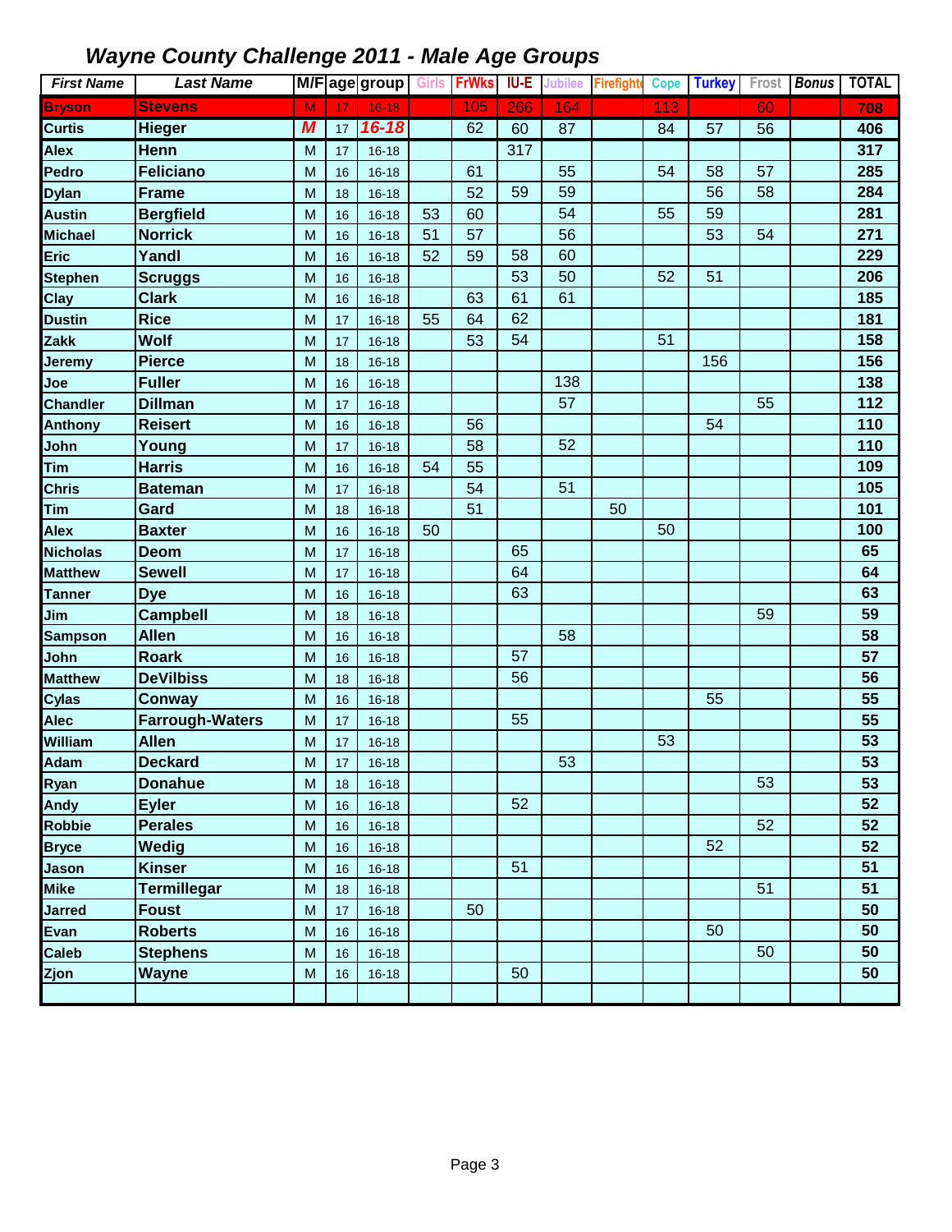# Wayne County Challenge 2011 - Male Age Groups

| First Name | Last Name | M/F | age | group | Girls | FrWks | IU-E | Jubilee | Firefighter | Cope | Turkey | Frost | Bonus | TOTAL |
|---|---|---|---|---|---|---|---|---|---|---|---|---|---|---|
| Bryson | Stevens | M | 17 | 16-18 | | 105 | 266 | 164 | | 113 | | 60 | | 708 |
| Curtis | Hieger | M | 17 | 16-18 | | 62 | 60 | 87 | | 84 | 57 | 56 | | 406 |
| Alex | Henn | M | 17 | 16-18 | | | 317 | | | | | | | 317 |
| Pedro | Feliciano | M | 16 | 16-18 | | 61 | | 55 | | 54 | 58 | 57 | | 285 |
| Dylan | Frame | M | 18 | 16-18 | | 52 | 59 | 59 | | | 56 | 58 | | 284 |
| Austin | Bergfield | M | 16 | 16-18 | 53 | 60 | | 54 | | 55 | 59 | | | 281 |
| Michael | Norrick | M | 16 | 16-18 | 51 | 57 | | 56 | | | 53 | 54 | | 271 |
| Eric | Yandl | M | 16 | 16-18 | 52 | 59 | 58 | 60 | | | | | | 229 |
| Stephen | Scruggs | M | 16 | 16-18 | | | 53 | 50 | | 52 | 51 | | | 206 |
| Clay | Clark | M | 16 | 16-18 | | 63 | 61 | 61 | | | | | | 185 |
| Dustin | Rice | M | 17 | 16-18 | 55 | 64 | 62 | | | | | | | 181 |
| Zakk | Wolf | M | 17 | 16-18 | | 53 | 54 | | | 51 | | | | 158 |
| Jeremy | Pierce | M | 18 | 16-18 | | | | | | | 156 | | | 156 |
| Joe | Fuller | M | 16 | 16-18 | | | | 138 | | | | | | 138 |
| Chandler | Dillman | M | 17 | 16-18 | | | | 57 | | | | 55 | | 112 |
| Anthony | Reisert | M | 16 | 16-18 | | 56 | | | | | 54 | | | 110 |
| John | Young | M | 17 | 16-18 | | 58 | | 52 | | | | | | 110 |
| Tim | Harris | M | 16 | 16-18 | 54 | 55 | | | | | | | | 109 |
| Chris | Bateman | M | 17 | 16-18 | | 54 | | 51 | | | | | | 105 |
| Tim | Gard | M | 18 | 16-18 | | 51 | | | 50 | | | | | 101 |
| Alex | Baxter | M | 16 | 16-18 | 50 | | | | | 50 | | | | 100 |
| Nicholas | Deom | M | 17 | 16-18 | | | 65 | | | | | | | 65 |
| Matthew | Sewell | M | 17 | 16-18 | | | 64 | | | | | | | 64 |
| Tanner | Dye | M | 16 | 16-18 | | | 63 | | | | | | | 63 |
| Jim | Campbell | M | 18 | 16-18 | | | | | | | | 59 | | 59 |
| Sampson | Allen | M | 16 | 16-18 | | | | 58 | | | | | | 58 |
| John | Roark | M | 16 | 16-18 | | | 57 | | | | | | | 57 |
| Matthew | DeVilbiss | M | 18 | 16-18 | | | 56 | | | | | | | 56 |
| Cylas | Conway | M | 16 | 16-18 | | | | | | | 55 | | | 55 |
| Alec | Farrough-Waters | M | 17 | 16-18 | | | 55 | | | | | | | 55 |
| William | Allen | M | 17 | 16-18 | | | | | | 53 | | | | 53 |
| Adam | Deckard | M | 17 | 16-18 | | | | 53 | | | | | | 53 |
| Ryan | Donahue | M | 18 | 16-18 | | | | | | | | 53 | | 53 |
| Andy | Eyler | M | 16 | 16-18 | | | 52 | | | | | | | 52 |
| Robbie | Perales | M | 16 | 16-18 | | | | | | | | 52 | | 52 |
| Bryce | Wedig | M | 16 | 16-18 | | | | | | | 52 | | | 52 |
| Jason | Kinser | M | 16 | 16-18 | | | 51 | | | | | | | 51 |
| Mike | Termillegar | M | 18 | 16-18 | | | | | | | | 51 | | 51 |
| Jarred | Foust | M | 17 | 16-18 | | 50 | | | | | | | | 50 |
| Evan | Roberts | M | 16 | 16-18 | | | | | | | 50 | | | 50 |
| Caleb | Stephens | M | 16 | 16-18 | | | | | | | | 50 | | 50 |
| Zjon | Wayne | M | 16 | 16-18 | | | 50 | | | | | | | 50 |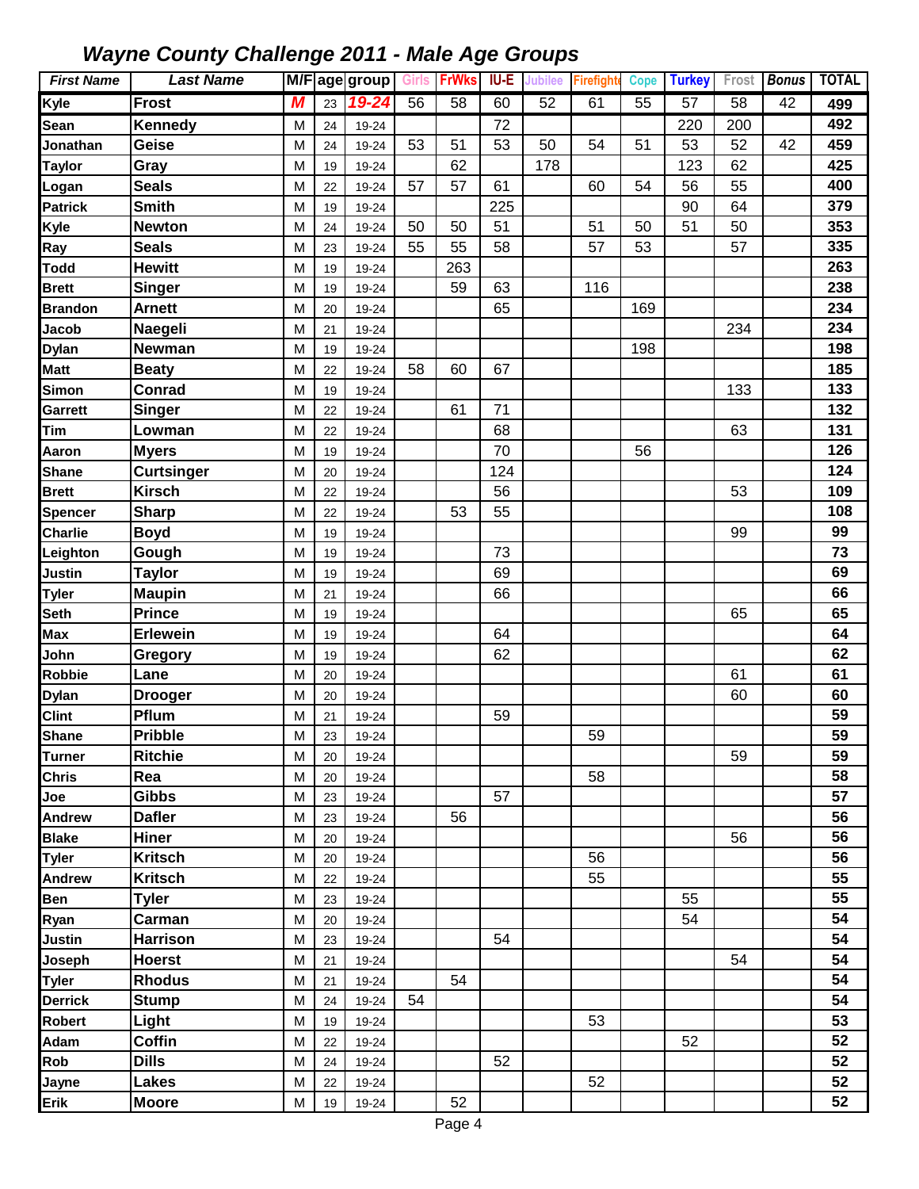## *Wayne County Challenge 2011 - Male Age Groups*

| First Name | Last Name | M/F | age | group | Girls | FrWks | IU-E | Jubilee | Firefighte | Cope | Turkey | Frost | Bonus | TOTAL |
|---|---|---|---|---|---|---|---|---|---|---|---|---|---|---|
| Kyle | Frost | M | 23 | 19-24 | 56 | 58 | 60 | 52 | 61 | 55 | 57 | 58 | 42 | 499 |
| Sean | Kennedy | M | 24 | 19-24 | | | 72 | | | | 220 | 200 | | 492 |
| Jonathan | Geise | M | 24 | 19-24 | 53 | 51 | 53 | 50 | 54 | 51 | 53 | 52 | 42 | 459 |
| Taylor | Gray | M | 19 | 19-24 | | 62 | | 178 | | | 123 | 62 | | 425 |
| Logan | Seals | M | 22 | 19-24 | 57 | 57 | 61 | | 60 | 54 | 56 | 55 | | 400 |
| Patrick | Smith | M | 19 | 19-24 | | | 225 | | | | 90 | 64 | | 379 |
| Kyle | Newton | M | 24 | 19-24 | 50 | 50 | 51 | | 51 | 50 | 51 | 50 | | 353 |
| Ray | Seals | M | 23 | 19-24 | 55 | 55 | 58 | | 57 | 53 | | 57 | | 335 |
| Todd | Hewitt | M | 19 | 19-24 | | 263 | | | | | | | | 263 |
| Brett | Singer | M | 19 | 19-24 | | 59 | 63 | | 116 | | | | | 238 |
| Brandon | Arnett | M | 20 | 19-24 | | | 65 | | | 169 | | | | 234 |
| Jacob | Naegeli | M | 21 | 19-24 | | | | | | | | 234 | | 234 |
| Dylan | Newman | M | 19 | 19-24 | | | | | | 198 | | | | 198 |
| Matt | Beaty | M | 22 | 19-24 | 58 | 60 | 67 | | | | | | | 185 |
| Simon | Conrad | M | 19 | 19-24 | | | | | | | | 133 | | 133 |
| Garrett | Singer | M | 22 | 19-24 | | 61 | 71 | | | | | | | 132 |
| Tim | Lowman | M | 22 | 19-24 | | | 68 | | | | | 63 | | 131 |
| Aaron | Myers | M | 19 | 19-24 | | | 70 | | | 56 | | | | 126 |
| Shane | Curtsinger | M | 20 | 19-24 | | | 124 | | | | | | | 124 |
| Brett | Kirsch | M | 22 | 19-24 | | | 56 | | | | | 53 | | 109 |
| Spencer | Sharp | M | 22 | 19-24 | | 53 | 55 | | | | | | | 108 |
| Charlie | Boyd | M | 19 | 19-24 | | | | | | | | 99 | | 99 |
| Leighton | Gough | M | 19 | 19-24 | | | 73 | | | | | | | 73 |
| Justin | Taylor | M | 19 | 19-24 | | | 69 | | | | | | | 69 |
| Tyler | Maupin | M | 21 | 19-24 | | | 66 | | | | | | | 66 |
| Seth | Prince | M | 19 | 19-24 | | | | | | | | 65 | | 65 |
| Max | Erlewein | M | 19 | 19-24 | | | 64 | | | | | | | 64 |
| John | Gregory | M | 19 | 19-24 | | | 62 | | | | | | | 62 |
| Robbie | Lane | M | 20 | 19-24 | | | | | | | | 61 | | 61 |
| Dylan | Drooger | M | 20 | 19-24 | | | | | | | | 60 | | 60 |
| Clint | Pflum | M | 21 | 19-24 | | | 59 | | | | | | | 59 |
| Shane | Pribble | M | 23 | 19-24 | | | | | 59 | | | | | 59 |
| Turner | Ritchie | M | 20 | 19-24 | | | | | | | | 59 | | 59 |
| Chris | Rea | M | 20 | 19-24 | | | | | 58 | | | | | 58 |
| Joe | Gibbs | M | 23 | 19-24 | | | 57 | | | | | | | 57 |
| Andrew | Dafler | M | 23 | 19-24 | | 56 | | | | | | | | 56 |
| Blake | Hiner | M | 20 | 19-24 | | | | | | | | 56 | | 56 |
| Tyler | Kritsch | M | 20 | 19-24 | | | | | 56 | | | | | 56 |
| Andrew | Kritsch | M | 22 | 19-24 | | | | | 55 | | | | | 55 |
| Ben | Tyler | M | 23 | 19-24 | | | | | | | 55 | | | 55 |
| Ryan | Carman | M | 20 | 19-24 | | | | | | | 54 | | | 54 |
| Justin | Harrison | M | 23 | 19-24 | | | 54 | | | | | | | 54 |
| Joseph | Hoerst | M | 21 | 19-24 | | | | | | | | 54 | | 54 |
| Tyler | Rhodus | M | 21 | 19-24 | | 54 | | | | | | | | 54 |
| Derrick | Stump | M | 24 | 19-24 | 54 | | | | | | | | | 54 |
| Robert | Light | M | 19 | 19-24 | | | | | 53 | | | | | 53 |
| Adam | Coffin | M | 22 | 19-24 | | | | | | | 52 | | | 52 |
| Rob | Dills | M | 24 | 19-24 | | | 52 | | | | | | | 52 |
| Jayne | Lakes | M | 22 | 19-24 | | | | | 52 | | | | | 52 |
| Erik | Moore | M | 19 | 19-24 | | 52 | | | | | | | | 52 |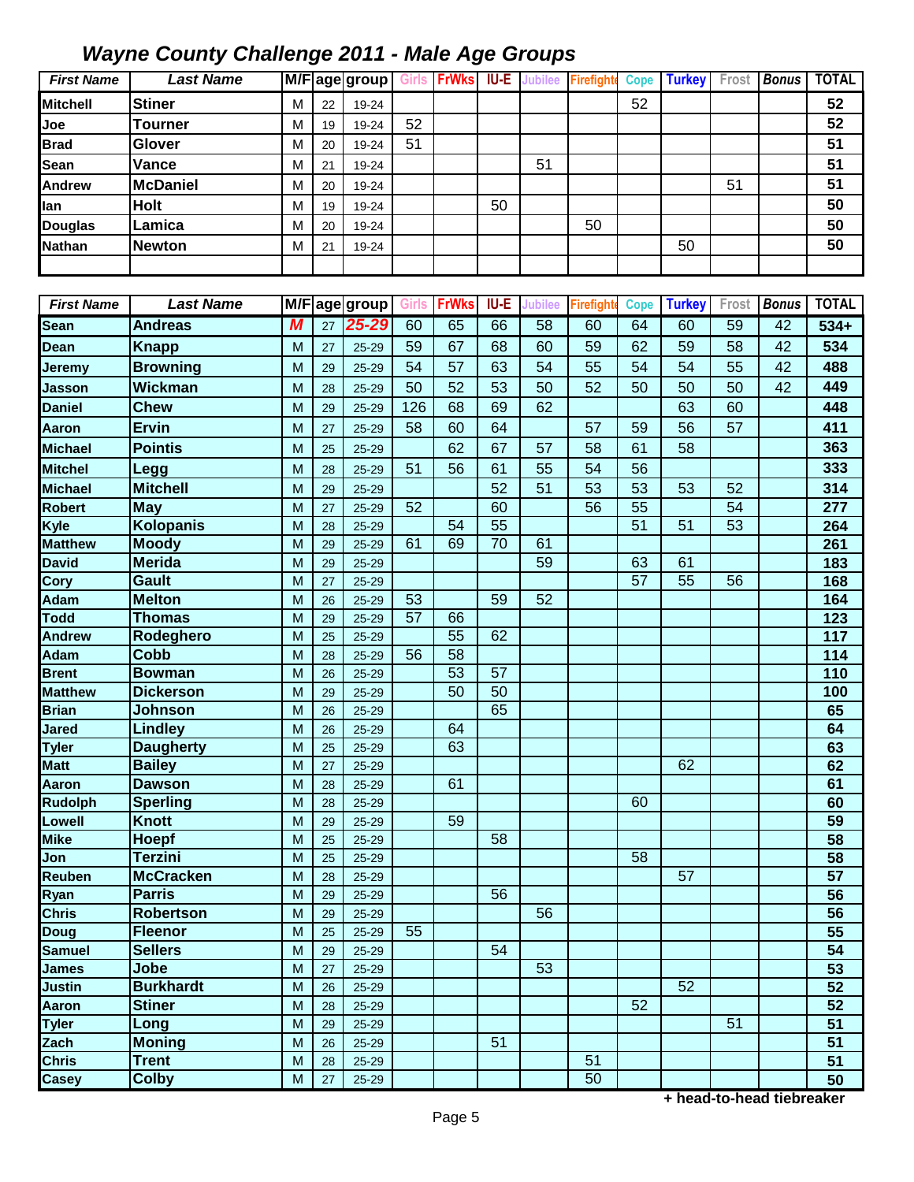# *Wayne County Challenge 2011 - Male Age Groups*

| First Name | Last Name | M/F | age | group | Girls | FrWks | IU-E | Jubilee | Firefighter | Cope | Turkey | Frost | Bonus | TOTAL |
|---|---|---|---|---|---|---|---|---|---|---|---|---|---|---|
| Mitchell | Stiner | M | 22 | 19-24 | | | | | | 52 | | | | 52 |
| Joe | Tourner | M | 19 | 19-24 | 52 | | | | | | | | | 52 |
| Brad | Glover | M | 20 | 19-24 | 51 | | | | | | | | | 51 |
| Sean | Vance | M | 21 | 19-24 | | | | 51 | | | | | | 51 |
| Andrew | McDaniel | M | 20 | 19-24 | | | | | | | | 51 | | 51 |
| Ian | Holt | M | 19 | 19-24 | | | 50 | | | | | | | 50 |
| Douglas | Lamica | M | 20 | 19-24 | | | | | 50 | | | | | 50 |
| Nathan | Newton | M | 21 | 19-24 | | | | | | | 50 | | | 50 |

| First Name | Last Name | M/F | age | group | Girls | FrWks | IU-E | Jubilee | Firefighter | Cope | Turkey | Frost | Bonus | TOTAL |
|---|---|---|---|---|---|---|---|---|---|---|---|---|---|---|
| Sean | Andreas | M | 27 | 25-29 | 60 | 65 | 66 | 58 | 60 | 64 | 60 | 59 | 42 | 534+ |
| Dean | Knapp | M | 27 | 25-29 | 59 | 67 | 68 | 60 | 59 | 62 | 59 | 58 | 42 | 534 |
| Jeremy | Browning | M | 29 | 25-29 | 54 | 57 | 63 | 54 | 55 | 54 | 54 | 55 | 42 | 488 |
| Jasson | Wickman | M | 28 | 25-29 | 50 | 52 | 53 | 50 | 52 | 50 | 50 | 50 | 42 | 449 |
| Daniel | Chew | M | 29 | 25-29 | 126 | 68 | 69 | 62 | | | 63 | 60 | | 448 |
| Aaron | Ervin | M | 27 | 25-29 | 58 | 60 | 64 | | 57 | 59 | 56 | 57 | | 411 |
| Michael | Pointis | M | 25 | 25-29 | | 62 | 67 | 57 | 58 | 61 | 58 | | | 363 |
| Mitchel | Legg | M | 28 | 25-29 | 51 | 56 | 61 | 55 | 54 | 56 | | | | 333 |
| Michael | Mitchell | M | 29 | 25-29 | | | 52 | 51 | 53 | 53 | 53 | 52 | | 314 |
| Robert | May | M | 27 | 25-29 | 52 | | 60 | | 56 | 55 | | 54 | | 277 |
| Kyle | Kolopanis | M | 28 | 25-29 | | 54 | 55 | | | 51 | 51 | 53 | | 264 |
| Matthew | Moody | M | 29 | 25-29 | 61 | 69 | 70 | 61 | | | | | | 261 |
| David | Merida | M | 29 | 25-29 | | | | 59 | | 63 | 61 | | | 183 |
| Cory | Gault | M | 27 | 25-29 | | | | | | 57 | 55 | 56 | | 168 |
| Adam | Melton | M | 26 | 25-29 | 53 | | 59 | 52 | | | | | | 164 |
| Todd | Thomas | M | 29 | 25-29 | 57 | 66 | | | | | | | | 123 |
| Andrew | Rodeghero | M | 25 | 25-29 | | 55 | 62 | | | | | | | 117 |
| Adam | Cobb | M | 28 | 25-29 | 56 | 58 | | | | | | | | 114 |
| Brent | Bowman | M | 26 | 25-29 | | 53 | 57 | | | | | | | 110 |
| Matthew | Dickerson | M | 29 | 25-29 | | 50 | 50 | | | | | | | 100 |
| Brian | Johnson | M | 26 | 25-29 | | | 65 | | | | | | | 65 |
| Jared | Lindley | M | 26 | 25-29 | | 64 | | | | | | | | 64 |
| Tyler | Daugherty | M | 25 | 25-29 | | 63 | | | | | | | | 63 |
| Matt | Bailey | M | 27 | 25-29 | | | | | | | 62 | | | 62 |
| Aaron | Dawson | M | 28 | 25-29 | | 61 | | | | | | | | 61 |
| Rudolph | Sperling | M | 28 | 25-29 | | | | | | 60 | | | | 60 |
| Lowell | Knott | M | 29 | 25-29 | | 59 | | | | | | | | 59 |
| Mike | Hoepf | M | 25 | 25-29 | | | 58 | | | | | | | 58 |
| Jon | Terzini | M | 25 | 25-29 | | | | | | 58 | | | | 58 |
| Reuben | McCracken | M | 28 | 25-29 | | | | | | | 57 | | | 57 |
| Ryan | Parris | M | 29 | 25-29 | | | 56 | | | | | | | 56 |
| Chris | Robertson | M | 29 | 25-29 | | | | 56 | | | | | | 56 |
| Doug | Fleenor | M | 25 | 25-29 | 55 | | | | | | | | | 55 |
| Samuel | Sellers | M | 29 | 25-29 | | | 54 | | | | | | | 54 |
| James | Jobe | M | 27 | 25-29 | | | | 53 | | | | | | 53 |
| Justin | Burkhardt | M | 26 | 25-29 | | | | | | | 52 | | | 52 |
| Aaron | Stiner | M | 28 | 25-29 | | | | | | 52 | | | | 52 |
| Tyler | Long | M | 29 | 25-29 | | | | | | | | 51 | | 51 |
| Zach | Moning | M | 26 | 25-29 | | | 51 | | | | | | | 51 |
| Chris | Trent | M | 28 | 25-29 | | | | | 51 | | | | | 51 |
| Casey | Colby | M | 27 | 25-29 | | | | | 50 | | | | | 50 |

**+ head-to-head tiebreaker**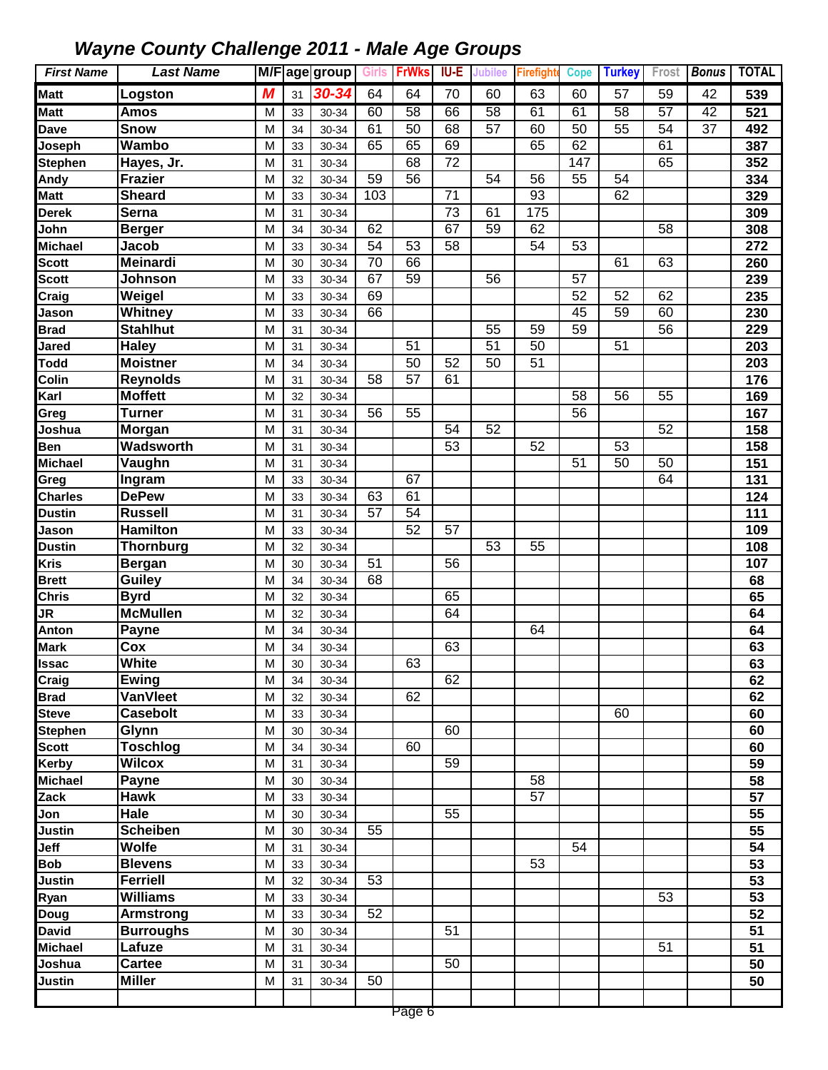# *Wayne County Challenge 2011 - Male Age Groups*

| First Name | Last Name | M/F | age | group | Girls | FrWks | IU-E | Jubilee | Firefighter | Cope | Turkey | Frost | Bonus | TOTAL |
|---|---|---|---|---|---|---|---|---|---|---|---|---|---|---|
| Matt | Logston | M | 31 | 30-34 | 64 | 64 | 70 | 60 | 63 | 60 | 57 | 59 | 42 | 539 |
| Matt | Amos | M | 33 | 30-34 | 60 | 58 | 66 | 58 | 61 | 61 | 58 | 57 | 42 | 521 |
| Dave | Snow | M | 34 | 30-34 | 61 | 50 | 68 | 57 | 60 | 50 | 55 | 54 | 37 | 492 |
| Joseph | Wambo | M | 33 | 30-34 | 65 | 65 | 69 | | 65 | 62 | | 61 | | 387 |
| Stephen | Hayes, Jr. | M | 31 | 30-34 | | 68 | 72 | | | 147 | | 65 | | 352 |
| Andy | Frazier | M | 32 | 30-34 | 59 | 56 | | 54 | 56 | 55 | 54 | | | 334 |
| Matt | Sheard | M | 33 | 30-34 | 103 | | 71 | | 93 | | 62 | | | 329 |
| Derek | Serna | M | 31 | 30-34 | | | 73 | 61 | 175 | | | | | 309 |
| John | Berger | M | 34 | 30-34 | 62 | | 67 | 59 | 62 | | | 58 | | 308 |
| Michael | Jacob | M | 33 | 30-34 | 54 | 53 | 58 | | 54 | 53 | | | | 272 |
| Scott | Meinardi | M | 30 | 30-34 | 70 | 66 | | | | | 61 | 63 | | 260 |
| Scott | Johnson | M | 33 | 30-34 | 67 | 59 | | 56 | | 57 | | | | 239 |
| Craig | Weigel | M | 33 | 30-34 | 69 | | | | | 52 | 52 | 62 | | 235 |
| Jason | Whitney | M | 33 | 30-34 | 66 | | | | | 45 | 59 | 60 | | 230 |
| Brad | Stahlhut | M | 31 | 30-34 | | | | 55 | 59 | 59 | | 56 | | 229 |
| Jared | Haley | M | 31 | 30-34 | | 51 | | 51 | 50 | | 51 | | | 203 |
| Todd | Moistner | M | 34 | 30-34 | | 50 | 52 | 50 | 51 | | | | | 203 |
| Colin | Reynolds | M | 31 | 30-34 | 58 | 57 | 61 | | | | | | | 176 |
| Karl | Moffett | M | 32 | 30-34 | | | | | | 58 | 56 | 55 | | 169 |
| Greg | Turner | M | 31 | 30-34 | 56 | 55 | | | | 56 | | | | 167 |
| Joshua | Morgan | M | 31 | 30-34 | | | 54 | 52 | | | | 52 | | 158 |
| Ben | Wadsworth | M | 31 | 30-34 | | | 53 | | 52 | | 53 | | | 158 |
| Michael | Vaughn | M | 31 | 30-34 | | | | | | 51 | 50 | 50 | | 151 |
| Greg | Ingram | M | 33 | 30-34 | | 67 | | | | | | 64 | | 131 |
| Charles | DePew | M | 33 | 30-34 | 63 | 61 | | | | | | | | 124 |
| Dustin | Russell | M | 31 | 30-34 | 57 | 54 | | | | | | | | 111 |
| Jason | Hamilton | M | 33 | 30-34 | | 52 | 57 | | | | | | | 109 |
| Dustin | Thornburg | M | 32 | 30-34 | | | | 53 | 55 | | | | | 108 |
| Kris | Bergan | M | 30 | 30-34 | 51 | | 56 | | | | | | | 107 |
| Brett | Guiley | M | 34 | 30-34 | 68 | | | | | | | | | 68 |
| Chris | Byrd | M | 32 | 30-34 | | | 65 | | | | | | | 65 |
| JR | McMullen | M | 32 | 30-34 | | | 64 | | | | | | | 64 |
| Anton | Payne | M | 34 | 30-34 | | | | | 64 | | | | | 64 |
| Mark | Cox | M | 34 | 30-34 | | | 63 | | | | | | | 63 |
| Issac | White | M | 30 | 30-34 | | 63 | | | | | | | | 63 |
| Craig | Ewing | M | 34 | 30-34 | | | 62 | | | | | | | 62 |
| Brad | VanVleet | M | 32 | 30-34 | | 62 | | | | | | | | 62 |
| Steve | Casebolt | M | 33 | 30-34 | | | | | | | 60 | | | 60 |
| Stephen | Glynn | M | 30 | 30-34 | | | 60 | | | | | | | 60 |
| Scott | Toschlog | M | 34 | 30-34 | | 60 | | | | | | | | 60 |
| Kerby | Wilcox | M | 31 | 30-34 | | | 59 | | | | | | | 59 |
| Michael | Payne | M | 30 | 30-34 | | | | | 58 | | | | | 58 |
| Zack | Hawk | M | 33 | 30-34 | | | | | 57 | | | | | 57 |
| Jon | Hale | M | 30 | 30-34 | | | 55 | | | | | | | 55 |
| Justin | Scheiben | M | 30 | 30-34 | 55 | | | | | | | | | 55 |
| Jeff | Wolfe | M | 31 | 30-34 | | | | | | 54 | | | | 54 |
| Bob | Blevens | M | 33 | 30-34 | | | | | 53 | | | | | 53 |
| Justin | Ferriell | M | 32 | 30-34 | 53 | | | | | | | | | 53 |
| Ryan | Williams | M | 33 | 30-34 | | | | | | | | 53 | | 53 |
| Doug | Armstrong | M | 33 | 30-34 | 52 | | | | | | | | | 52 |
| David | Burroughs | M | 30 | 30-34 | | | 51 | | | | | | | 51 |
| Michael | Lafuze | M | 31 | 30-34 | | | | | | | | 51 | | 51 |
| Joshua | Cartee | M | 31 | 30-34 | | | 50 | | | | | | | 50 |
| Justin | Miller | M | 31 | 30-34 | 50 | | | | | | | | | 50 |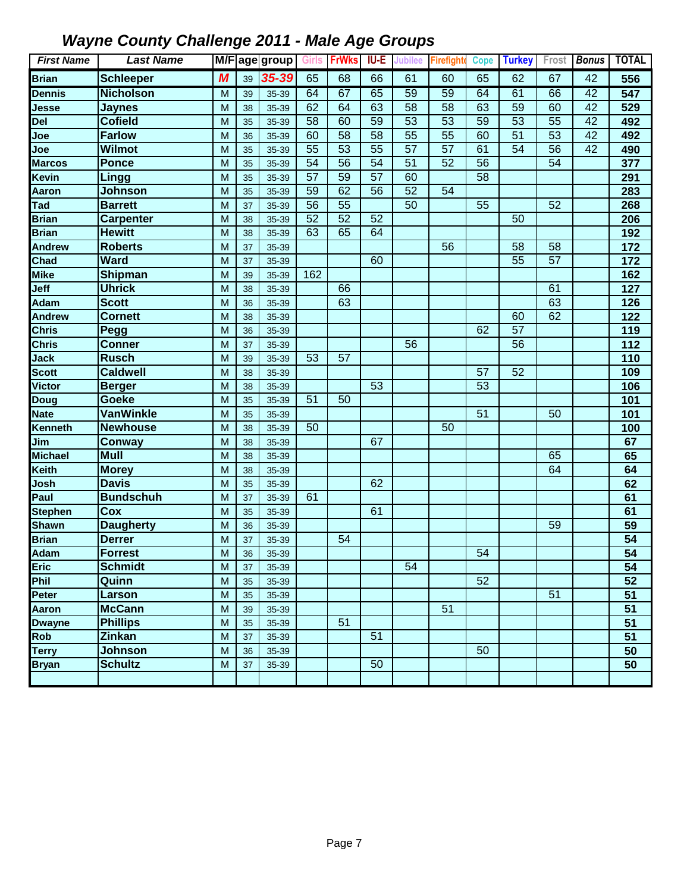# *Wayne County Challenge 2011 - Male Age Groups*

| First Name | Last Name | M/F | age | group | Girls | FrWks | IU-E | Jubilee | Firefighter | Cope | Turkey | Frost | Bonus | TOTAL |
|---|---|---|---|---|---|---|---|---|---|---|---|---|---|---|
| **Brian** | **Schleeper** | ***M*** | 39 | ***35-39*** | 65 | 68 | 66 | 61 | 60 | 65 | 62 | 67 | 42 | **556** |
| **Dennis** | **Nicholson** | M | 39 | 35-39 | 64 | 67 | 65 | 59 | 59 | 64 | 61 | 66 | 42 | **547** |
| **Jesse** | **Jaynes** | M | 38 | 35-39 | 62 | 64 | 63 | 58 | 58 | 63 | 59 | 60 | 42 | **529** |
| **Del** | **Cofield** | M | 35 | 35-39 | 58 | 60 | 59 | 53 | 53 | 59 | 53 | 55 | 42 | **492** |
| **Joe** | **Farlow** | M | 36 | 35-39 | 60 | 58 | 58 | 55 | 55 | 60 | 51 | 53 | 42 | **492** |
| **Joe** | **Wilmot** | M | 35 | 35-39 | 55 | 53 | 55 | 57 | 57 | 61 | 54 | 56 | 42 | **490** |
| **Marcos** | **Ponce** | M | 35 | 35-39 | 54 | 56 | 54 | 51 | 52 | 56 | | 54 | | **377** |
| **Kevin** | **Lingg** | M | 35 | 35-39 | 57 | 59 | 57 | 60 | | 58 | | | | **291** |
| **Aaron** | **Johnson** | M | 35 | 35-39 | 59 | 62 | 56 | 52 | 54 | | | | | **283** |
| **Tad** | **Barrett** | M | 37 | 35-39 | 56 | 55 | | 50 | | 55 | | 52 | | **268** |
| **Brian** | **Carpenter** | M | 38 | 35-39 | 52 | 52 | 52 | | | | 50 | | | **206** |
| **Brian** | **Hewitt** | M | 38 | 35-39 | 63 | 65 | 64 | | | | | | | **192** |
| **Andrew** | **Roberts** | M | 37 | 35-39 | | | | | 56 | | 58 | 58 | | **172** |
| **Chad** | **Ward** | M | 37 | 35-39 | | | 60 | | | | 55 | 57 | | **172** |
| **Mike** | **Shipman** | M | 39 | 35-39 | 162 | | | | | | | | | **162** |
| **Jeff** | **Uhrick** | M | 38 | 35-39 | | 66 | | | | | | 61 | | **127** |
| **Adam** | **Scott** | M | 36 | 35-39 | | 63 | | | | | | 63 | | **126** |
| **Andrew** | **Cornett** | M | 38 | 35-39 | | | | | | | 60 | 62 | | **122** |
| **Chris** | **Pegg** | M | 36 | 35-39 | | | | | | 62 | 57 | | | **119** |
| **Chris** | **Conner** | M | 37 | 35-39 | | | | 56 | | | 56 | | | **112** |
| **Jack** | **Rusch** | M | 39 | 35-39 | 53 | 57 | | | | | | | | **110** |
| **Scott** | **Caldwell** | M | 38 | 35-39 | | | | | | 57 | 52 | | | **109** |
| **Victor** | **Berger** | M | 38 | 35-39 | | | 53 | | | 53 | | | | **106** |
| **Doug** | **Goeke** | M | 35 | 35-39 | 51 | 50 | | | | | | | | **101** |
| **Nate** | **VanWinkle** | M | 35 | 35-39 | | | | | | 51 | | 50 | | **101** |
| **Kenneth** | **Newhouse** | M | 38 | 35-39 | 50 | | | | 50 | | | | | **100** |
| **Jim** | **Conway** | M | 38 | 35-39 | | | 67 | | | | | | | **67** |
| **Michael** | **Mull** | M | 38 | 35-39 | | | | | | | | 65 | | **65** |
| **Keith** | **Morey** | M | 38 | 35-39 | | | | | | | | 64 | | **64** |
| **Josh** | **Davis** | M | 35 | 35-39 | | | 62 | | | | | | | **62** |
| **Paul** | **Bundschuh** | M | 37 | 35-39 | 61 | | | | | | | | | **61** |
| **Stephen** | **Cox** | M | 35 | 35-39 | | | 61 | | | | | | | **61** |
| **Shawn** | **Daugherty** | M | 36 | 35-39 | | | | | | | | 59 | | **59** |
| **Brian** | **Derrer** | M | 37 | 35-39 | | 54 | | | | | | | | **54** |
| **Adam** | **Forrest** | M | 36 | 35-39 | | | | | | 54 | | | | **54** |
| **Eric** | **Schmidt** | M | 37 | 35-39 | | | | 54 | | | | | | **54** |
| **Phil** | **Quinn** | M | 35 | 35-39 | | | | | | 52 | | | | **52** |
| **Peter** | **Larson** | M | 35 | 35-39 | | | | | | | | 51 | | **51** |
| **Aaron** | **McCann** | M | 39 | 35-39 | | | | | 51 | | | | | **51** |
| **Dwayne** | **Phillips** | M | 35 | 35-39 | | 51 | | | | | | | | **51** |
| **Rob** | **Zinkan** | M | 37 | 35-39 | | | 51 | | | | | | | **51** |
| **Terry** | **Johnson** | M | 36 | 35-39 | | | | | | 50 | | | | **50** |
| **Bryan** | **Schultz** | M | 37 | 35-39 | | | 50 | | | | | | | **50** |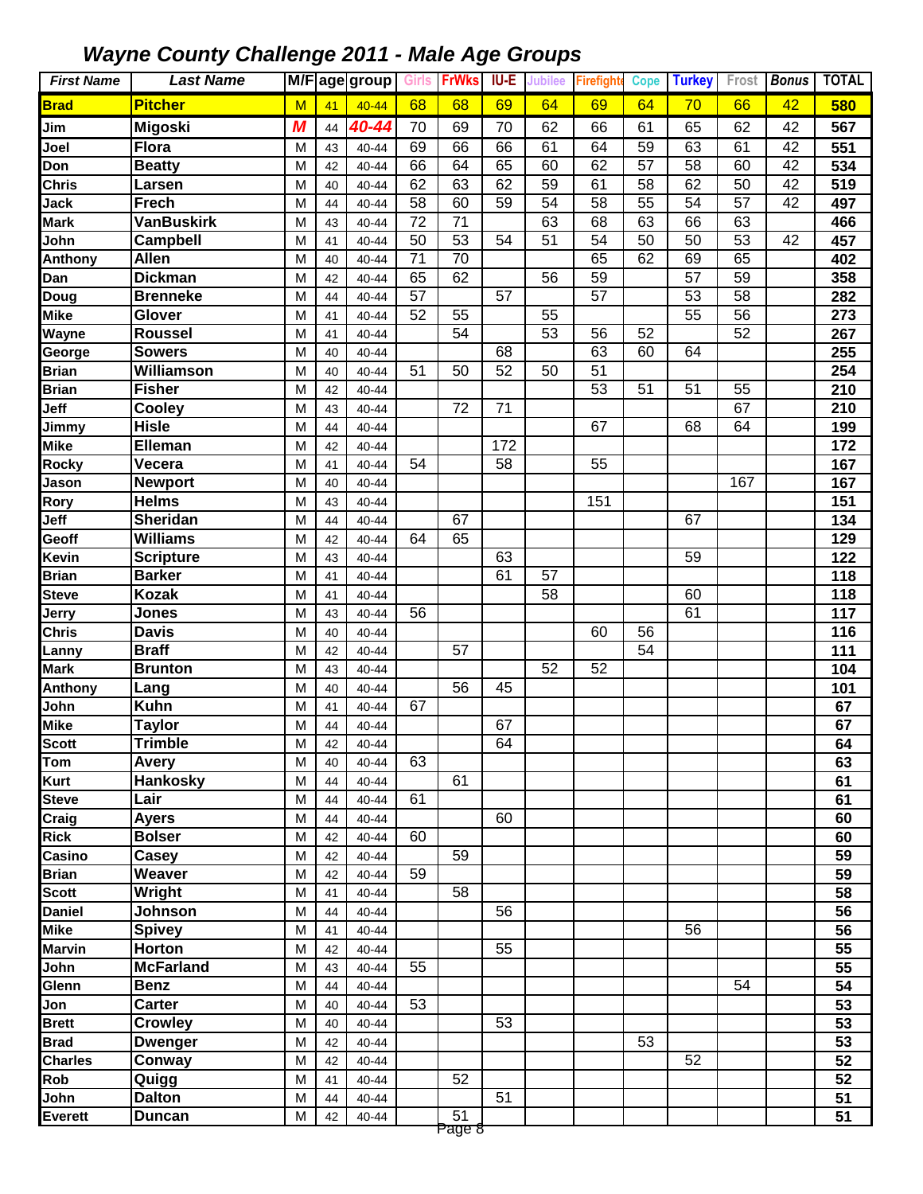# *Wayne County Challenge 2011 - Male Age Groups*

| First Name | Last Name | M/F | age | group | Girls | FrWks | IU-E | Jubilee | Firefighte | Cope | Turkey | Frost | Bonus | TOTAL |
|---|---|---|---|---|---|---|---|---|---|---|---|---|---|---|
| **Brad** | **Pitcher** | M | 41 | 40-44 | 68 | 68 | 69 | 64 | 69 | 64 | 70 | 66 | 42 | **580** |
| Jim | Migoski | *M* | 44 | *40-44* | 70 | 69 | 70 | 62 | 66 | 61 | 65 | 62 | 42 | **567** |
| Joel | Flora | M | 43 | 40-44 | 69 | 66 | 66 | 61 | 64 | 59 | 63 | 61 | 42 | **551** |
| Don | Beatty | M | 42 | 40-44 | 66 | 64 | 65 | 60 | 62 | 57 | 58 | 60 | 42 | **534** |
| Chris | Larsen | M | 40 | 40-44 | 62 | 63 | 62 | 59 | 61 | 58 | 62 | 50 | 42 | **519** |
| Jack | Frech | M | 44 | 40-44 | 58 | 60 | 59 | 54 | 58 | 55 | 54 | 57 | 42 | **497** |
| Mark | VanBuskirk | M | 43 | 40-44 | 72 | 71 | | 63 | 68 | 63 | 66 | 63 | | **466** |
| John | Campbell | M | 41 | 40-44 | 50 | 53 | 54 | 51 | 54 | 50 | 50 | 53 | 42 | **457** |
| Anthony | Allen | M | 40 | 40-44 | 71 | 70 | | | 65 | 62 | 69 | 65 | | **402** |
| Dan | Dickman | M | 42 | 40-44 | 65 | 62 | | 56 | 59 | | 57 | 59 | | **358** |
| Doug | Brenneke | M | 44 | 40-44 | 57 | | 57 | | 57 | | 53 | 58 | | **282** |
| Mike | Glover | M | 41 | 40-44 | 52 | 55 | | 55 | | | 55 | 56 | | **273** |
| Wayne | Roussel | M | 41 | 40-44 | | 54 | | 53 | 56 | 52 | | 52 | | **267** |
| George | Sowers | M | 40 | 40-44 | | | 68 | | 63 | 60 | 64 | | | **255** |
| Brian | Williamson | M | 40 | 40-44 | 51 | 50 | 52 | 50 | 51 | | | | | **254** |
| Brian | Fisher | M | 42 | 40-44 | | | | | 53 | 51 | 51 | 55 | | **210** |
| Jeff | Cooley | M | 43 | 40-44 | | 72 | 71 | | | | | 67 | | **210** |
| Jimmy | Hisle | M | 44 | 40-44 | | | | | 67 | | 68 | 64 | | **199** |
| Mike | Elleman | M | 42 | 40-44 | | | 172 | | | | | | | **172** |
| Rocky | Vecera | M | 41 | 40-44 | 54 | | 58 | | 55 | | | | | **167** |
| Jason | Newport | M | 40 | 40-44 | | | | | | | | 167 | | **167** |
| Rory | Helms | M | 43 | 40-44 | | | | | 151 | | | | | **151** |
| Jeff | Sheridan | M | 44 | 40-44 | | 67 | | | | | 67 | | | **134** |
| Geoff | Williams | M | 42 | 40-44 | 64 | 65 | | | | | | | | **129** |
| Kevin | Scripture | M | 43 | 40-44 | | | 63 | | | | 59 | | | **122** |
| Brian | Barker | M | 41 | 40-44 | | | 61 | 57 | | | | | | **118** |
| Steve | Kozak | M | 41 | 40-44 | | | | 58 | | | 60 | | | **118** |
| Jerry | Jones | M | 43 | 40-44 | 56 | | | | | | 61 | | | **117** |
| Chris | Davis | M | 40 | 40-44 | | | | | 60 | 56 | | | | **116** |
| Lanny | Braff | M | 42 | 40-44 | | 57 | | | | 54 | | | | **111** |
| Mark | Brunton | M | 43 | 40-44 | | | | 52 | 52 | | | | | **104** |
| Anthony | Lang | M | 40 | 40-44 | | 56 | 45 | | | | | | | **101** |
| John | Kuhn | M | 41 | 40-44 | 67 | | | | | | | | | **67** |
| Mike | Taylor | M | 44 | 40-44 | | | 67 | | | | | | | **67** |
| Scott | Trimble | M | 42 | 40-44 | | | 64 | | | | | | | **64** |
| Tom | Avery | M | 40 | 40-44 | 63 | | | | | | | | | **63** |
| Kurt | Hankosky | M | 44 | 40-44 | | 61 | | | | | | | | **61** |
| Steve | Lair | M | 44 | 40-44 | 61 | | | | | | | | | **61** |
| Craig | Ayers | M | 44 | 40-44 | | | 60 | | | | | | | **60** |
| Rick | Bolser | M | 42 | 40-44 | 60 | | | | | | | | | **60** |
| Casino | Casey | M | 42 | 40-44 | | 59 | | | | | | | | **59** |
| Brian | Weaver | M | 42 | 40-44 | 59 | | | | | | | | | **59** |
| Scott | Wright | M | 41 | 40-44 | | 58 | | | | | | | | **58** |
| Daniel | Johnson | M | 44 | 40-44 | | | 56 | | | | | | | **56** |
| Mike | Spivey | M | 41 | 40-44 | | | | | | | 56 | | | **56** |
| Marvin | Horton | M | 42 | 40-44 | | | 55 | | | | | | | **55** |
| John | McFarland | M | 43 | 40-44 | 55 | | | | | | | | | **55** |
| Glenn | Benz | M | 44 | 40-44 | | | | | | | | 54 | | **54** |
| Jon | Carter | M | 40 | 40-44 | 53 | | | | | | | | | **53** |
| Brett | Crowley | M | 40 | 40-44 | | | 53 | | | | | | | **53** |
| Brad | Dwenger | M | 42 | 40-44 | | | | | | 53 | | | | **53** |
| Charles | Conway | M | 42 | 40-44 | | | | | | | 52 | | | **52** |
| Rob | Quigg | M | 41 | 40-44 | | 52 | | | | | | | | **52** |
| John | Dalton | M | 44 | 40-44 | | | 51 | | | | | | | **51** |
| Everett | Duncan | M | 42 | 40-44 | | 51 | | | | | | | | **51** |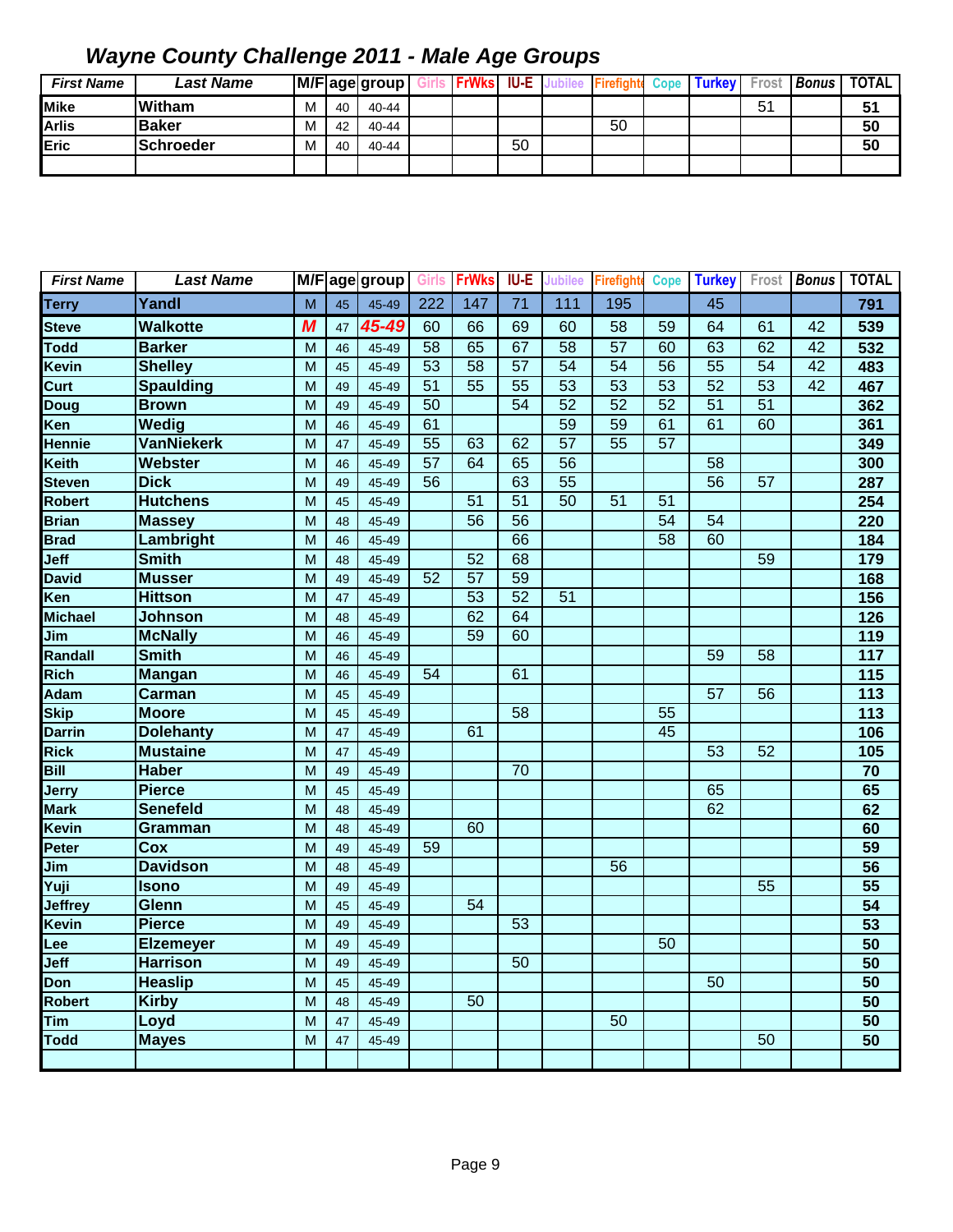## *Wayne County Challenge 2011 - Male Age Groups*

| First Name | Last Name | M/F | age | group | Girls | FrWks | IU-E | Jubilee | Firefighte | Cope | Turkey | Frost | Bonus | TOTAL |
|---|---|---|---|---|---|---|---|---|---|---|---|---|---|---|
| Mike | Witham | M | 40 | 40-44 | | | | | | | | 51 | | 51 |
| Arlis | Baker | M | 42 | 40-44 | | | | | 50 | | | | | 50 |
| Eric | Schroeder | M | 40 | 40-44 | | | 50 | | | | | | | 50 |
| | | | | | | | | | | | | | | |

| First Name | Last Name | M/F | age | group | Girls | FrWks | IU-E | Jubilee | Firefighte | Cope | Turkey | Frost | Bonus | TOTAL |
|---|---|---|---|---|---|---|---|---|---|---|---|---|---|---|
| Terry | Yandl | M | 45 | 45-49 | 222 | 147 | 71 | 111 | 195 | | 45 | | | 791 |
| Steve | Walkotte | *M* | 47 | *45-49* | 60 | 66 | 69 | 60 | 58 | 59 | 64 | 61 | 42 | 539 |
| Todd | Barker | M | 46 | 45-49 | 58 | 65 | 67 | 58 | 57 | 60 | 63 | 62 | 42 | 532 |
| Kevin | Shelley | M | 45 | 45-49 | 53 | 58 | 57 | 54 | 54 | 56 | 55 | 54 | 42 | 483 |
| Curt | Spaulding | M | 49 | 45-49 | 51 | 55 | 55 | 53 | 53 | 53 | 52 | 53 | 42 | 467 |
| Doug | Brown | M | 49 | 45-49 | 50 | | 54 | 52 | 52 | 52 | 51 | 51 | | 362 |
| Ken | Wedig | M | 46 | 45-49 | 61 | | | 59 | 59 | 61 | 61 | 60 | | 361 |
| Hennie | VanNiekerk | M | 47 | 45-49 | 55 | 63 | 62 | 57 | 55 | 57 | | | | 349 |
| Keith | Webster | M | 46 | 45-49 | 57 | 64 | 65 | 56 | | | 58 | | | 300 |
| Steven | Dick | M | 49 | 45-49 | 56 | | 63 | 55 | | | 56 | 57 | | 287 |
| Robert | Hutchens | M | 45 | 45-49 | | 51 | 51 | 50 | 51 | 51 | | | | 254 |
| Brian | Massey | M | 48 | 45-49 | | 56 | 56 | | | 54 | 54 | | | 220 |
| Brad | Lambright | M | 46 | 45-49 | | | 66 | | | 58 | 60 | | | 184 |
| Jeff | Smith | M | 48 | 45-49 | | 52 | 68 | | | | | 59 | | 179 |
| David | Musser | M | 49 | 45-49 | 52 | 57 | 59 | | | | | | | 168 |
| Ken | Hittson | M | 47 | 45-49 | | 53 | 52 | 51 | | | | | | 156 |
| Michael | Johnson | M | 48 | 45-49 | | 62 | 64 | | | | | | | 126 |
| Jim | McNally | M | 46 | 45-49 | | 59 | 60 | | | | | | | 119 |
| Randall | Smith | M | 46 | 45-49 | | | | | | | 59 | 58 | | 117 |
| Rich | Mangan | M | 46 | 45-49 | 54 | | 61 | | | | | | | 115 |
| Adam | Carman | M | 45 | 45-49 | | | | | | | 57 | 56 | | 113 |
| Skip | Moore | M | 45 | 45-49 | | | 58 | | | 55 | | | | 113 |
| Darrin | Dolehanty | M | 47 | 45-49 | | 61 | | | | 45 | | | | 106 |
| Rick | Mustaine | M | 47 | 45-49 | | | | | | | 53 | 52 | | 105 |
| Bill | Haber | M | 49 | 45-49 | | | 70 | | | | | | | 70 |
| Jerry | Pierce | M | 45 | 45-49 | | | | | | | 65 | | | 65 |
| Mark | Senefeld | M | 48 | 45-49 | | | | | | | 62 | | | 62 |
| Kevin | Gramman | M | 48 | 45-49 | | 60 | | | | | | | | 60 |
| Peter | Cox | M | 49 | 45-49 | 59 | | | | | | | | | 59 |
| Jim | Davidson | M | 48 | 45-49 | | | | | 56 | | | | | 56 |
| Yuji | Isono | M | 49 | 45-49 | | | | | | | | 55 | | 55 |
| Jeffrey | Glenn | M | 45 | 45-49 | | 54 | | | | | | | | 54 |
| Kevin | Pierce | M | 49 | 45-49 | | | 53 | | | | | | | 53 |
| Lee | Elzemeyer | M | 49 | 45-49 | | | | | | 50 | | | | 50 |
| Jeff | Harrison | M | 49 | 45-49 | | | 50 | | | | | | | 50 |
| Don | Heaslip | M | 45 | 45-49 | | | | | | | 50 | | | 50 |
| Robert | Kirby | M | 48 | 45-49 | | 50 | | | | | | | | 50 |
| Tim | Loyd | M | 47 | 45-49 | | | | | 50 | | | | | 50 |
| Todd | Mayes | M | 47 | 45-49 | | | | | | | | 50 | | 50 |
| | | | | | | | | | | | | | | |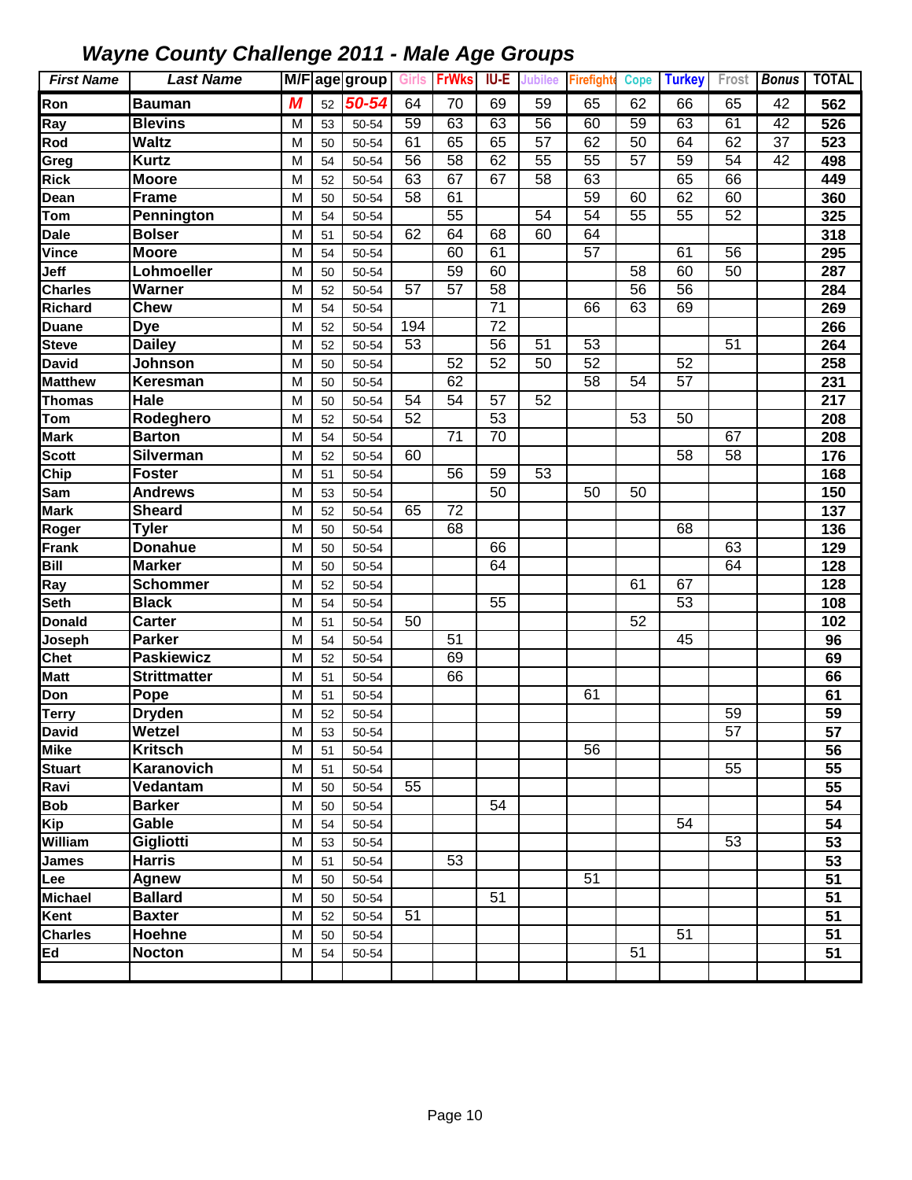# Wayne County Challenge 2011 - Male Age Groups

| First Name | Last Name | M/F | age | group | Girls | FrWks | IU-E | Jubilee | Firefighte | Cope | Turkey | Frost | Bonus | TOTAL |
|---|---|---|---|---|---|---|---|---|---|---|---|---|---|---|
| Ron | Bauman | M | 52 | 50-54 | 64 | 70 | 69 | 59 | 65 | 62 | 66 | 65 | 42 | 562 |
| Ray | Blevins | M | 53 | 50-54 | 59 | 63 | 63 | 56 | 60 | 59 | 63 | 61 | 42 | 526 |
| Rod | Waltz | M | 50 | 50-54 | 61 | 65 | 65 | 57 | 62 | 50 | 64 | 62 | 37 | 523 |
| Greg | Kurtz | M | 54 | 50-54 | 56 | 58 | 62 | 55 | 55 | 57 | 59 | 54 | 42 | 498 |
| Rick | Moore | M | 52 | 50-54 | 63 | 67 | 67 | 58 | 63 | | 65 | 66 | | 449 |
| Dean | Frame | M | 50 | 50-54 | 58 | 61 | | | 59 | 60 | 62 | 60 | | 360 |
| Tom | Pennington | M | 54 | 50-54 | | 55 | | 54 | 54 | 55 | 55 | 52 | | 325 |
| Dale | Bolser | M | 51 | 50-54 | 62 | 64 | 68 | 60 | 64 | | | | | 318 |
| Vince | Moore | M | 54 | 50-54 | | 60 | 61 | | 57 | | 61 | 56 | | 295 |
| Jeff | Lohmoeller | M | 50 | 50-54 | | 59 | 60 | | | 58 | 60 | 50 | | 287 |
| Charles | Warner | M | 52 | 50-54 | 57 | 57 | 58 | | | 56 | 56 | | | 284 |
| Richard | Chew | M | 54 | 50-54 | | | 71 | | 66 | 63 | 69 | | | 269 |
| Duane | Dye | M | 52 | 50-54 | 194 | | 72 | | | | | | | 266 |
| Steve | Dailey | M | 52 | 50-54 | 53 | | 56 | 51 | 53 | | | 51 | | 264 |
| David | Johnson | M | 50 | 50-54 | | 52 | 52 | 50 | 52 | | 52 | | | 258 |
| Matthew | Keresman | M | 50 | 50-54 | | 62 | | | 58 | 54 | 57 | | | 231 |
| Thomas | Hale | M | 50 | 50-54 | 54 | 54 | 57 | 52 | | | | | | 217 |
| Tom | Rodeghero | M | 52 | 50-54 | 52 | | 53 | | | 53 | 50 | | | 208 |
| Mark | Barton | M | 54 | 50-54 | | 71 | 70 | | | | | 67 | | 208 |
| Scott | Silverman | M | 52 | 50-54 | 60 | | | | | | 58 | 58 | | 176 |
| Chip | Foster | M | 51 | 50-54 | | 56 | 59 | 53 | | | | | | 168 |
| Sam | Andrews | M | 53 | 50-54 | | | 50 | | 50 | 50 | | | | 150 |
| Mark | Sheard | M | 52 | 50-54 | 65 | 72 | | | | | | | | 137 |
| Roger | Tyler | M | 50 | 50-54 | | 68 | | | | | 68 | | | 136 |
| Frank | Donahue | M | 50 | 50-54 | | | 66 | | | | | 63 | | 129 |
| Bill | Marker | M | 50 | 50-54 | | | 64 | | | | | 64 | | 128 |
| Ray | Schommer | M | 52 | 50-54 | | | | | | 61 | 67 | | | 128 |
| Seth | Black | M | 54 | 50-54 | | | 55 | | | | 53 | | | 108 |
| Donald | Carter | M | 51 | 50-54 | 50 | | | | | 52 | | | | 102 |
| Joseph | Parker | M | 54 | 50-54 | | 51 | | | | | 45 | | | 96 |
| Chet | Paskiewicz | M | 52 | 50-54 | | 69 | | | | | | | | 69 |
| Matt | Strittmatter | M | 51 | 50-54 | | 66 | | | | | | | | 66 |
| Don | Pope | M | 51 | 50-54 | | | | | 61 | | | | | 61 |
| Terry | Dryden | M | 52 | 50-54 | | | | | | | | 59 | | 59 |
| David | Wetzel | M | 53 | 50-54 | | | | | | | | 57 | | 57 |
| Mike | Kritsch | M | 51 | 50-54 | | | | | 56 | | | | | 56 |
| Stuart | Karanovich | M | 51 | 50-54 | | | | | | | | 55 | | 55 |
| Ravi | Vedantam | M | 50 | 50-54 | 55 | | | | | | | | | 55 |
| Bob | Barker | M | 50 | 50-54 | | | 54 | | | | | | | 54 |
| Kip | Gable | M | 54 | 50-54 | | | | | | | 54 | | | 54 |
| William | Gigliotti | M | 53 | 50-54 | | | | | | | | 53 | | 53 |
| James | Harris | M | 51 | 50-54 | | 53 | | | | | | | | 53 |
| Lee | Agnew | M | 50 | 50-54 | | | | | 51 | | | | | 51 |
| Michael | Ballard | M | 50 | 50-54 | | | 51 | | | | | | | 51 |
| Kent | Baxter | M | 52 | 50-54 | 51 | | | | | | | | | 51 |
| Charles | Hoehne | M | 50 | 50-54 | | | | | | | 51 | | | 51 |
| Ed | Nocton | M | 54 | 50-54 | | | | | | 51 | | | | 51 |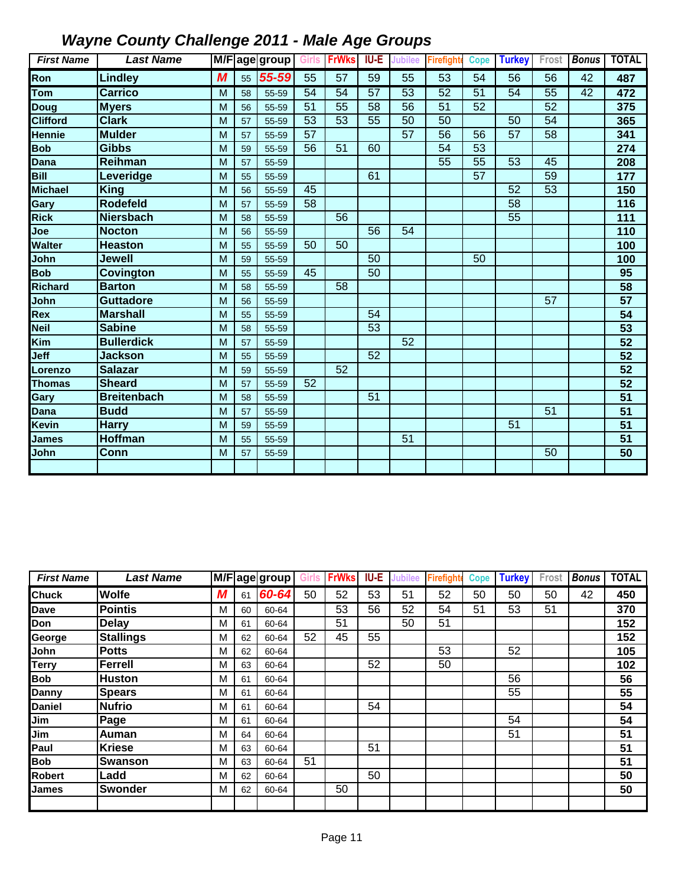# Wayne County Challenge 2011 - Male Age Groups

| First Name | Last Name | M/F | age | group | Girls | FrWks | IU-E | Jubilee | Firefighter | Cope | Turkey | Frost | Bonus | TOTAL |
|---|---|---|---|---|---|---|---|---|---|---|---|---|---|---|
| Ron | Lindley | M | 55 | 55-59 | 55 | 57 | 59 | 55 | 53 | 54 | 56 | 56 | 42 | 487 |
| Tom | Carrico | M | 58 | 55-59 | 54 | 54 | 57 | 53 | 52 | 51 | 54 | 55 | 42 | 472 |
| Doug | Myers | M | 56 | 55-59 | 51 | 55 | 58 | 56 | 51 | 52 | | 52 | | 375 |
| Clifford | Clark | M | 57 | 55-59 | 53 | 53 | 55 | 50 | 50 | | 50 | 54 | | 365 |
| Hennie | Mulder | M | 57 | 55-59 | 57 | | | 57 | 56 | 56 | 57 | 58 | | 341 |
| Bob | Gibbs | M | 59 | 55-59 | 56 | 51 | 60 | | 54 | 53 | | | | 274 |
| Dana | Reihman | M | 57 | 55-59 | | | | | 55 | 55 | 53 | 45 | | 208 |
| Bill | Leveridge | M | 55 | 55-59 | | | 61 | | | 57 | | 59 | | 177 |
| Michael | King | M | 56 | 55-59 | 45 | | | | | | 52 | 53 | | 150 |
| Gary | Rodefeld | M | 57 | 55-59 | 58 | | | | | | 58 | | | 116 |
| Rick | Niersbach | M | 58 | 55-59 | | 56 | | | | | 55 | | | 111 |
| Joe | Nocton | M | 56 | 55-59 | | | 56 | 54 | | | | | | 110 |
| Walter | Heaston | M | 55 | 55-59 | 50 | 50 | | | | | | | | 100 |
| John | Jewell | M | 59 | 55-59 | | | 50 | | | 50 | | | | 100 |
| Bob | Covington | M | 55 | 55-59 | 45 | | 50 | | | | | | | 95 |
| Richard | Barton | M | 58 | 55-59 | | 58 | | | | | | | | 58 |
| John | Guttadore | M | 56 | 55-59 | | | | | | | | 57 | | 57 |
| Rex | Marshall | M | 55 | 55-59 | | | 54 | | | | | | | 54 |
| Neil | Sabine | M | 58 | 55-59 | | | 53 | | | | | | | 53 |
| Kim | Bullerdick | M | 57 | 55-59 | | | | 52 | | | | | | 52 |
| Jeff | Jackson | M | 55 | 55-59 | | | 52 | | | | | | | 52 |
| Lorenzo | Salazar | M | 59 | 55-59 | | 52 | | | | | | | | 52 |
| Thomas | Sheard | M | 57 | 55-59 | 52 | | | | | | | | | 52 |
| Gary | Breitenbach | M | 58 | 55-59 | | | 51 | | | | | | | 51 |
| Dana | Budd | M | 57 | 55-59 | | | | | | | | 51 | | 51 |
| Kevin | Harry | M | 59 | 55-59 | | | | | | | 51 | | | 51 |
| James | Hoffman | M | 55 | 55-59 | | | | 51 | | | | | | 51 |
| John | Conn | M | 57 | 55-59 | | | | | | | | 50 | | 50 |

| First Name | Last Name | M/F | age | group | Girls | FrWks | IU-E | Jubilee | Firefighter | Cope | Turkey | Frost | Bonus | TOTAL |
|---|---|---|---|---|---|---|---|---|---|---|---|---|---|---|
| Chuck | Wolfe | M | 61 | 60-64 | 50 | 52 | 53 | 51 | 52 | 50 | 50 | 50 | 42 | 450 |
| Dave | Pointis | M | 60 | 60-64 | | 53 | 56 | 52 | 54 | 51 | 53 | 51 | | 370 |
| Don | Delay | M | 61 | 60-64 | | 51 | | 50 | 51 | | | | | 152 |
| George | Stallings | M | 62 | 60-64 | 52 | 45 | 55 | | | | | | | 152 |
| John | Potts | M | 62 | 60-64 | | | | | 53 | | 52 | | | 105 |
| Terry | Ferrell | M | 63 | 60-64 | | | 52 | | 50 | | | | | 102 |
| Bob | Huston | M | 61 | 60-64 | | | | | | | 56 | | | 56 |
| Danny | Spears | M | 61 | 60-64 | | | | | | | 55 | | | 55 |
| Daniel | Nufrio | M | 61 | 60-64 | | | 54 | | | | | | | 54 |
| Jim | Page | M | 61 | 60-64 | | | | | | | 54 | | | 54 |
| Jim | Auman | M | 64 | 60-64 | | | | | | | 51 | | | 51 |
| Paul | Kriese | M | 63 | 60-64 | | | 51 | | | | | | | 51 |
| Bob | Swanson | M | 63 | 60-64 | 51 | | | | | | | | | 51 |
| Robert | Ladd | M | 62 | 60-64 | | | 50 | | | | | | | 50 |
| James | Swonder | M | 62 | 60-64 | | 50 | | | | | | | | 50 |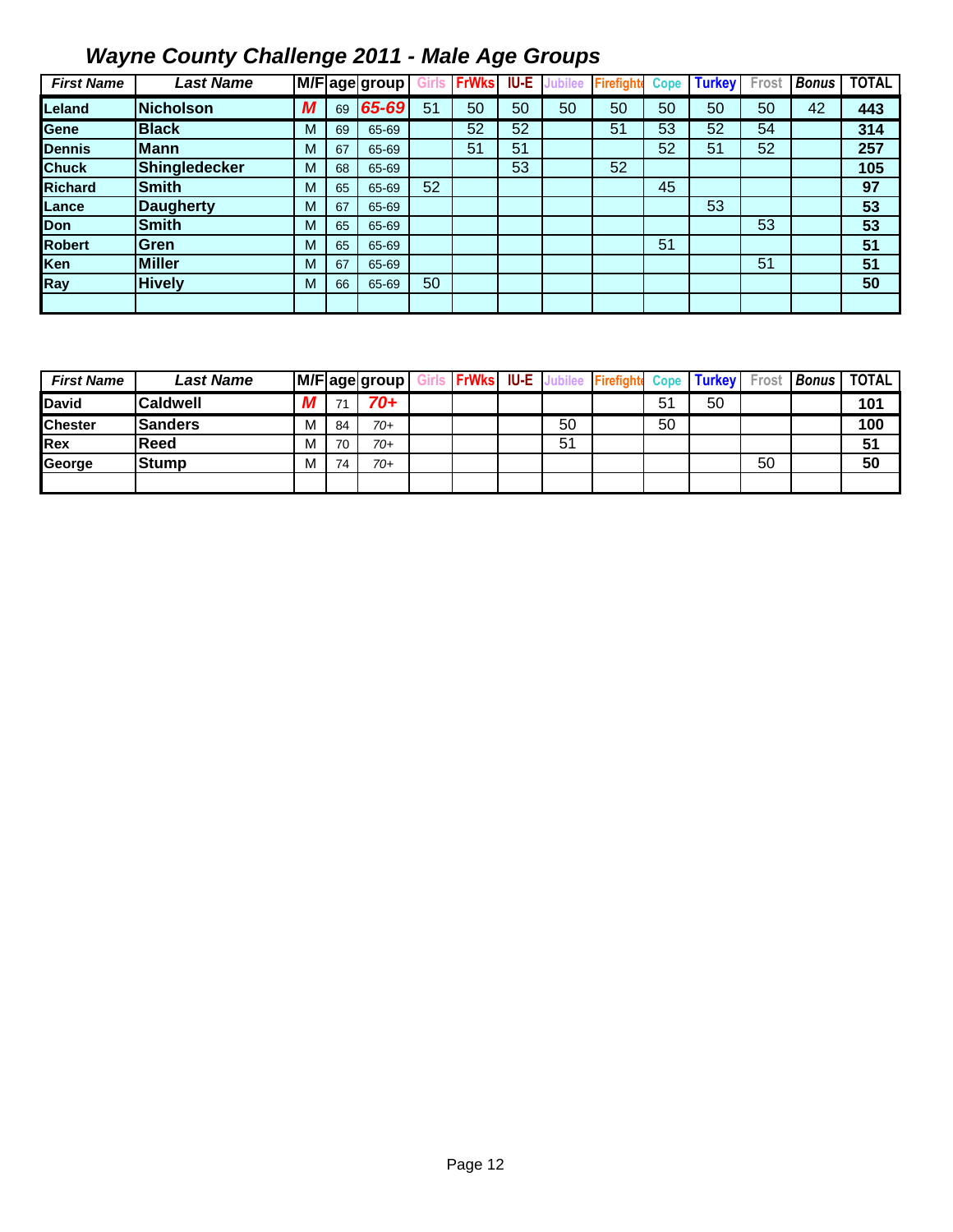# *Wayne County Challenge 2011 - Male Age Groups*

| *First Name* | *Last Name* | M/F | age | group | Girls | FrWks | IU-E | Jubilee | Firefighter | Cope | Turkey | Frost | *Bonus* | TOTAL |
|---|---|---|---|---|---|---|---|---|---|---|---|---|---|---|
| **Leland** | **Nicholson** | ***M*** | 69 | ***65-69*** | 51 | 50 | 50 | 50 | 50 | 50 | 50 | 50 | 42 | **443** |
| **Gene** | **Black** | M | 69 | 65-69 | | 52 | 52 | | 51 | 53 | 52 | 54 | | **314** |
| **Dennis** | **Mann** | M | 67 | 65-69 | | 51 | 51 | | | 52 | 51 | 52 | | **257** |
| **Chuck** | **Shingledecker** | M | 68 | 65-69 | | | 53 | | 52 | | | | | **105** |
| **Richard** | **Smith** | M | 65 | 65-69 | 52 | | | | | 45 | | | | **97** |
| **Lance** | **Daugherty** | M | 67 | 65-69 | | | | | | | 53 | | | **53** |
| **Don** | **Smith** | M | 65 | 65-69 | | | | | | | | 53 | | **53** |
| **Robert** | **Gren** | M | 65 | 65-69 | | | | | | 51 | | | | **51** |
| **Ken** | **Miller** | M | 67 | 65-69 | | | | | | | | 51 | | **51** |
| **Ray** | **Hively** | M | 66 | 65-69 | 50 | | | | | | | | | **50** |
| | | | | | | | | | | | | | | |

| *First Name* | *Last Name* | M/F | age | group | Girls | FrWks | IU-E | Jubilee | Firefighter | Cope | Turkey | Frost | *Bonus* | TOTAL |
|---|---|---|---|---|---|---|---|---|---|---|---|---|---|---|
| **David** | **Caldwell** | ***M*** | 71 | ***70+*** | | | | | | 51 | 50 | | | **101** |
| **Chester** | **Sanders** | M | 84 | *70+* | | | | 50 | | 50 | | | | **100** |
| **Rex** | **Reed** | M | 70 | *70+* | | | | 51 | | | | | | **51** |
| **George** | **Stump** | M | 74 | *70+* | | | | | | | | 50 | | **50** |
| | | | | | | | | | | | | | | |